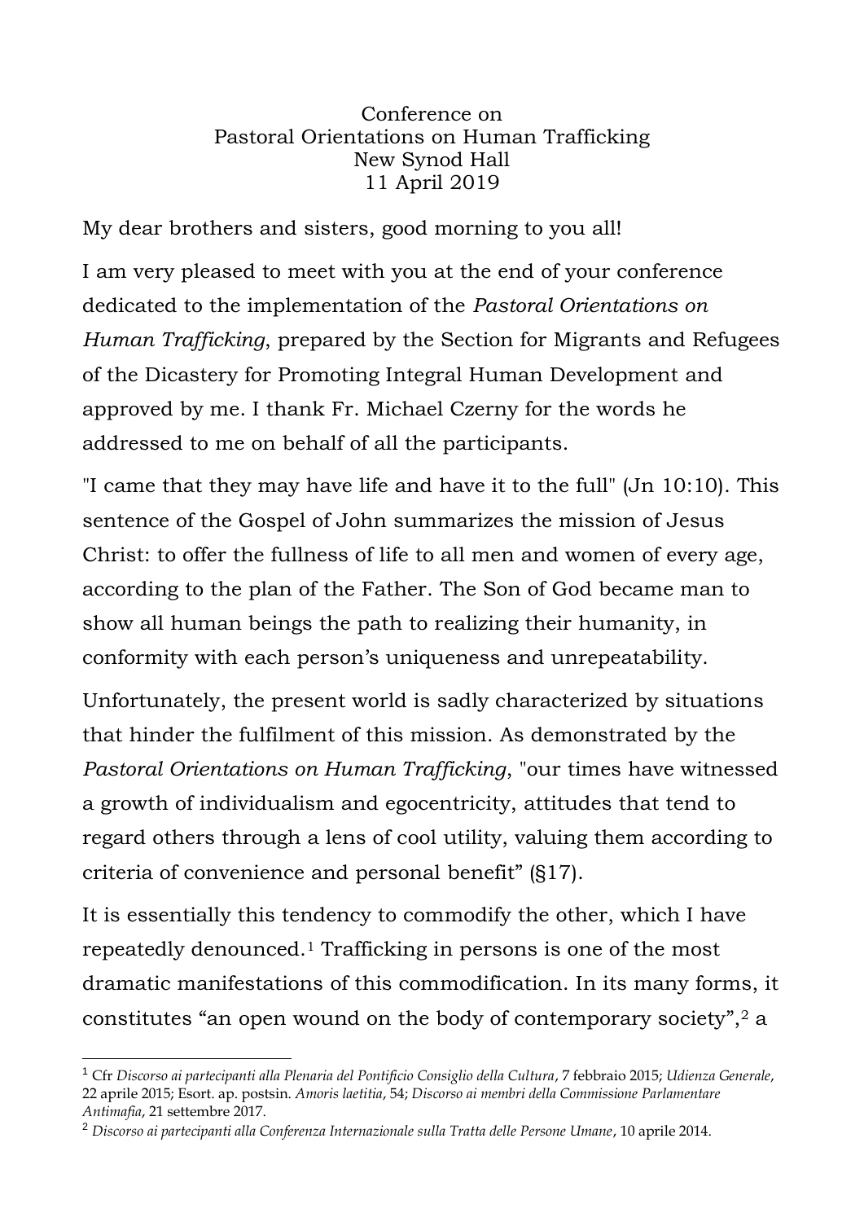Conference on
Pastoral Orientations on Human Trafficking
New Synod Hall
11 April 2019

My dear brothers and sisters, good morning to you all!

I am very pleased to meet with you at the end of your conference dedicated to the implementation of the *Pastoral Orientations on Human Trafficking*, prepared by the Section for Migrants and Refugees of the Dicastery for Promoting Integral Human Development and approved by me. I thank Fr. Michael Czerny for the words he addressed to me on behalf of all the participants.

"I came that they may have life and have it to the full" (Jn 10:10). This sentence of the Gospel of John summarizes the mission of Jesus Christ: to offer the fullness of life to all men and women of every age, according to the plan of the Father. The Son of God became man to show all human beings the path to realizing their humanity, in conformity with each person's uniqueness and unrepeatability.

Unfortunately, the present world is sadly characterized by situations that hinder the fulfilment of this mission. As demonstrated by the *Pastoral Orientations on Human Trafficking*, "our times have witnessed a growth of individualism and egocentricity, attitudes that tend to regard others through a lens of cool utility, valuing them according to criteria of convenience and personal benefit" (§17).

It is essentially this tendency to commodify the other, which I have repeatedly denounced.[1] Trafficking in persons is one of the most dramatic manifestations of this commodification. In its many forms, it constitutes "an open wound on the body of contemporary society",[2] a

---

[1] Cfr *Discorso ai partecipanti alla Plenaria del Pontificio Consiglio della Cultura*, 7 febbraio 2015; *Udienza Generale*, 22 aprile 2015; Esort. ap. postsin. *Amoris laetitia*, 54; *Discorso ai membri della Commissione Parlamentare Antimafia*, 21 settembre 2017.

[2] *Discorso ai partecipanti alla Conferenza Internazionale sulla Tratta delle Persone Umane*, 10 aprile 2014.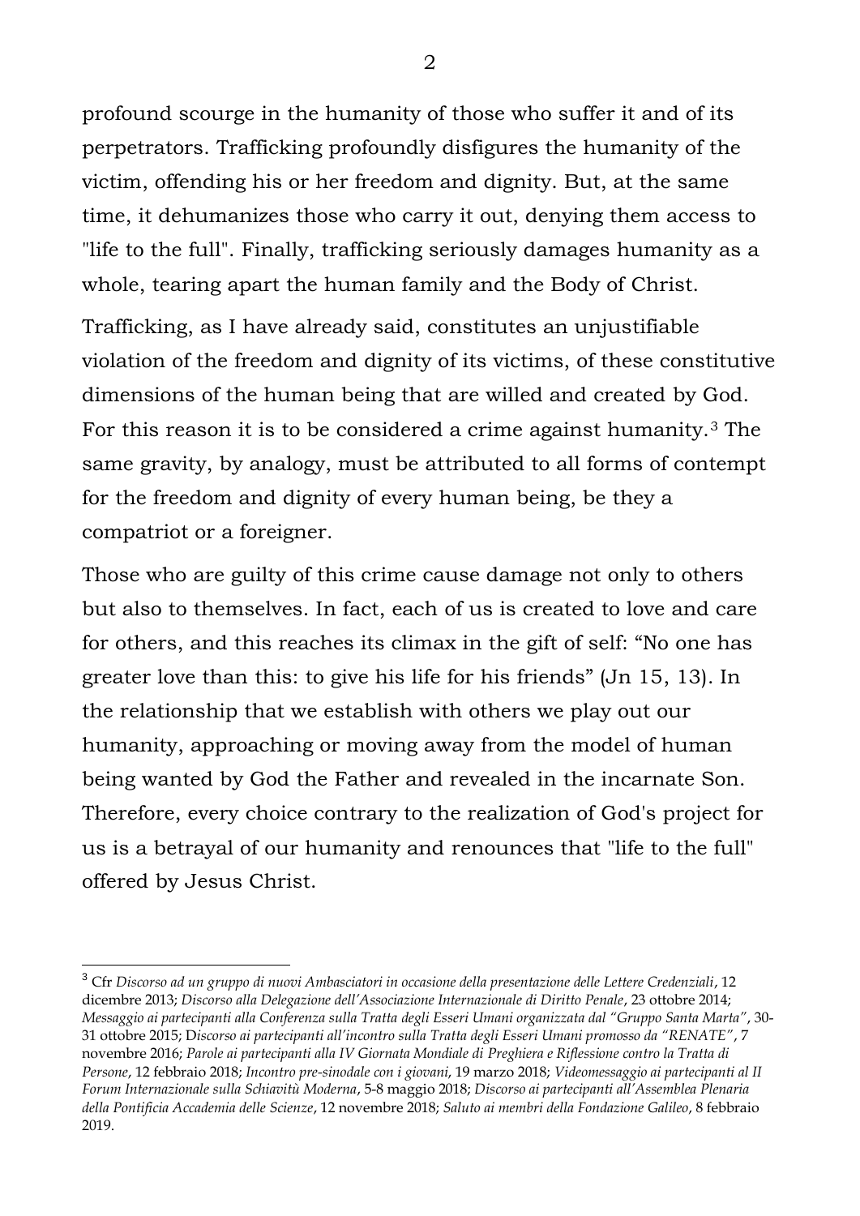profound scourge in the humanity of those who suffer it and of its perpetrators. Trafficking profoundly disfigures the humanity of the victim, offending his or her freedom and dignity. But, at the same time, it dehumanizes those who carry it out, denying them access to "life to the full". Finally, trafficking seriously damages humanity as a whole, tearing apart the human family and the Body of Christ.

Trafficking, as I have already said, constitutes an unjustifiable violation of the freedom and dignity of its victims, of these constitutive dimensions of the human being that are willed and created by God. For this reason it is to be considered a crime against humanity.[3] The same gravity, by analogy, must be attributed to all forms of contempt for the freedom and dignity of every human being, be they a compatriot or a foreigner.

Those who are guilty of this crime cause damage not only to others but also to themselves. In fact, each of us is created to love and care for others, and this reaches its climax in the gift of self: "No one has greater love than this: to give his life for his friends" (Jn 15, 13). In the relationship that we establish with others we play out our humanity, approaching or moving away from the model of human being wanted by God the Father and revealed in the incarnate Son. Therefore, every choice contrary to the realization of God's project for us is a betrayal of our humanity and renounces that "life to the full" offered by Jesus Christ.

---

[3] Cfr *Discorso ad un gruppo di nuovi Ambasciatori in occasione della presentazione delle Lettere Credenziali*, 12 dicembre 2013; *Discorso alla Delegazione dell'Associazione Internazionale di Diritto Penale*, 23 ottobre 2014; *Messaggio ai partecipanti alla Conferenza sulla Tratta degli Esseri Umani organizzata dal "Gruppo Santa Marta"*, 30-31 ottobre 2015; D*iscorso ai partecipanti all'incontro sulla Tratta degli Esseri Umani promosso da "RENATE"*, 7 novembre 2016; *Parole ai partecipanti alla IV Giornata Mondiale di Preghiera e Riflessione contro la Tratta di Persone*, 12 febbraio 2018; *Incontro pre-sinodale con i giovani*, 19 marzo 2018; *Videomessaggio ai partecipanti al II Forum Internazionale sulla Schiavitù Moderna*, 5-8 maggio 2018; *Discorso ai partecipanti all'Assemblea Plenaria della Pontificia Accademia delle Scienze*, 12 novembre 2018; *Saluto ai membri della Fondazione Galileo*, 8 febbraio 2019.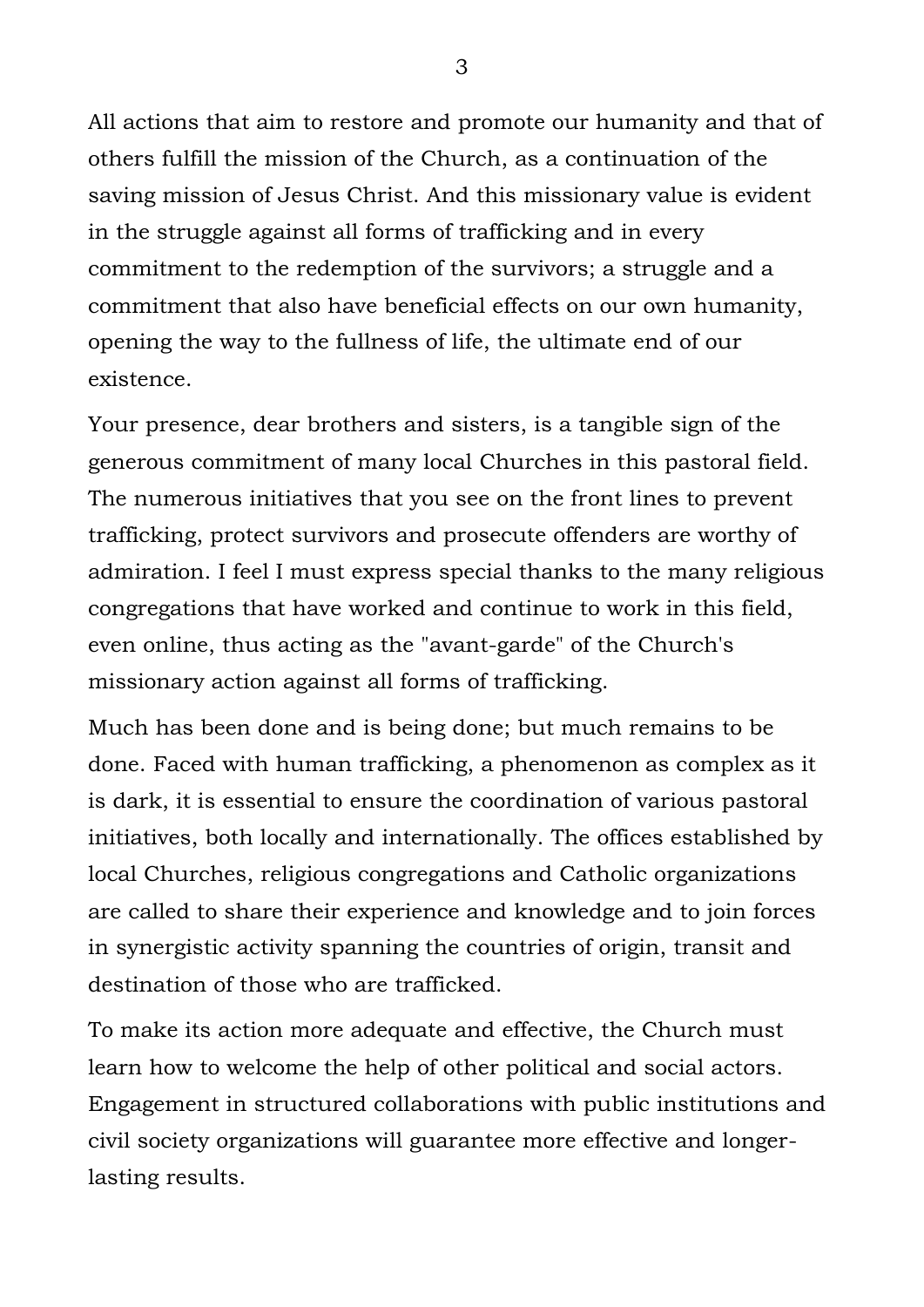All actions that aim to restore and promote our humanity and that of others fulfill the mission of the Church, as a continuation of the saving mission of Jesus Christ. And this missionary value is evident in the struggle against all forms of trafficking and in every commitment to the redemption of the survivors; a struggle and a commitment that also have beneficial effects on our own humanity, opening the way to the fullness of life, the ultimate end of our existence.

Your presence, dear brothers and sisters, is a tangible sign of the generous commitment of many local Churches in this pastoral field. The numerous initiatives that you see on the front lines to prevent trafficking, protect survivors and prosecute offenders are worthy of admiration. I feel I must express special thanks to the many religious congregations that have worked and continue to work in this field, even online, thus acting as the "avant-garde" of the Church's missionary action against all forms of trafficking.

Much has been done and is being done; but much remains to be done. Faced with human trafficking, a phenomenon as complex as it is dark, it is essential to ensure the coordination of various pastoral initiatives, both locally and internationally. The offices established by local Churches, religious congregations and Catholic organizations are called to share their experience and knowledge and to join forces in synergistic activity spanning the countries of origin, transit and destination of those who are trafficked.

To make its action more adequate and effective, the Church must learn how to welcome the help of other political and social actors. Engagement in structured collaborations with public institutions and civil society organizations will guarantee more effective and longer-lasting results.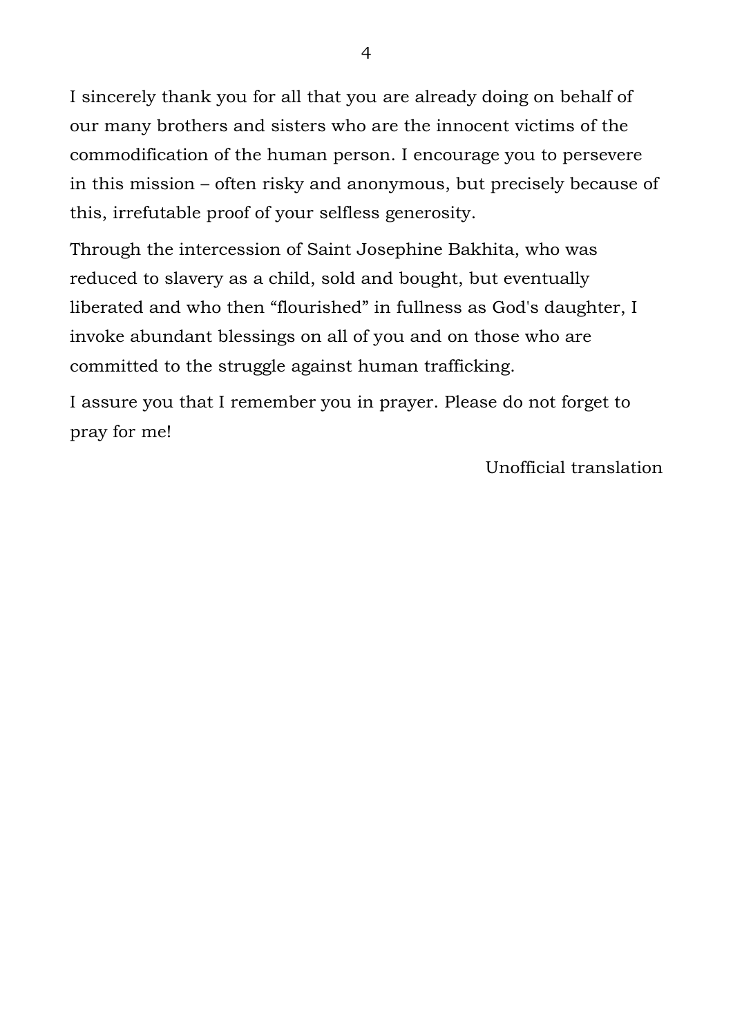I sincerely thank you for all that you are already doing on behalf of our many brothers and sisters who are the innocent victims of the commodification of the human person. I encourage you to persevere in this mission – often risky and anonymous, but precisely because of this, irrefutable proof of your selfless generosity.

Through the intercession of Saint Josephine Bakhita, who was reduced to slavery as a child, sold and bought, but eventually liberated and who then “flourished” in fullness as God's daughter, I invoke abundant blessings on all of you and on those who are committed to the struggle against human trafficking.

I assure you that I remember you in prayer. Please do not forget to pray for me!

Unofficial translation